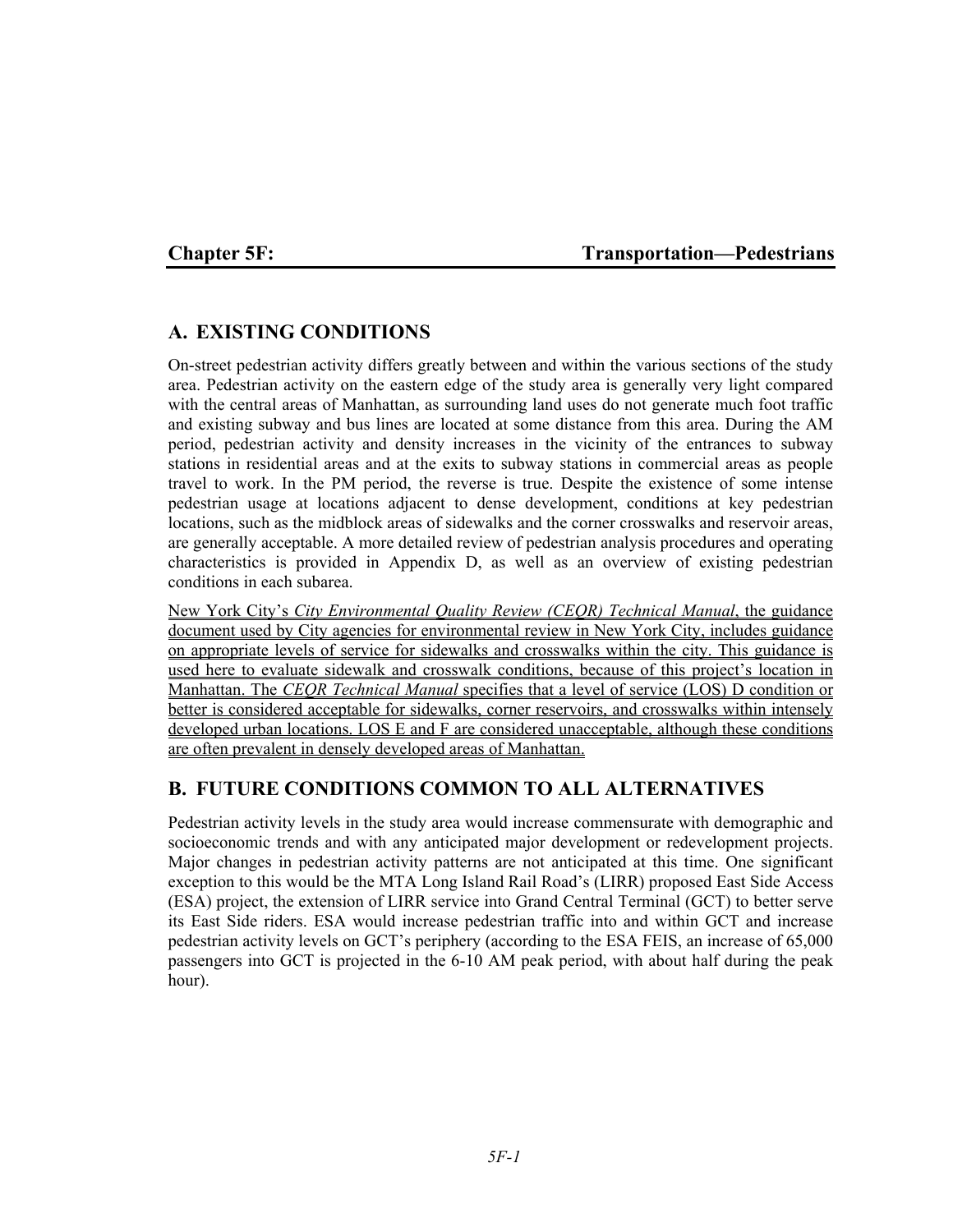# Chapter 5F: Transportation—Pedestrians

## A. EXISTING CONDITIONS

On-street pedestrian activity differs greatly between and within the various sections of the study area. Pedestrian activity on the eastern edge of the study area is generally very light compared with the central areas of Manhattan, as surrounding land uses do not generate much foot traffic and existing subway and bus lines are located at some distance from this area. During the AM period, pedestrian activity and density increases in the vicinity of the entrances to subway stations in residential areas and at the exits to subway stations in commercial areas as people travel to work. In the PM period, the reverse is true. Despite the existence of some intense pedestrian usage at locations adjacent to dense development, conditions at key pedestrian locations, such as the midblock areas of sidewalks and the corner crosswalks and reservoir areas, are generally acceptable. A more detailed review of pedestrian analysis procedures and operating characteristics is provided in Appendix D, as well as an overview of existing pedestrian conditions in each subarea.

New York City's *City Environmental Quality Review (CEQR) Technical Manual*, the guidance document used by City agencies for environmental review in New York City, includes guidance on appropriate levels of service for sidewalks and crosswalks within the city. This guidance is used here to evaluate sidewalk and crosswalk conditions, because of this project's location in Manhattan. The *CEQR Technical Manual* specifies that a level of service (LOS) D condition or better is considered acceptable for sidewalks, corner reservoirs, and crosswalks within intensely developed urban locations. LOS E and F are considered unacceptable, although these conditions are often prevalent in densely developed areas of Manhattan.

## B. FUTURE CONDITIONS COMMON TO ALL ALTERNATIVES

Pedestrian activity levels in the study area would increase commensurate with demographic and socioeconomic trends and with any anticipated major development or redevelopment projects. Major changes in pedestrian activity patterns are not anticipated at this time. One significant exception to this would be the MTA Long Island Rail Road's (LIRR) proposed East Side Access (ESA) project, the extension of LIRR service into Grand Central Terminal (GCT) to better serve its East Side riders. ESA would increase pedestrian traffic into and within GCT and increase pedestrian activity levels on GCT's periphery (according to the ESA FEIS, an increase of 65,000 passengers into GCT is projected in the 6-10 AM peak period, with about half during the peak hour).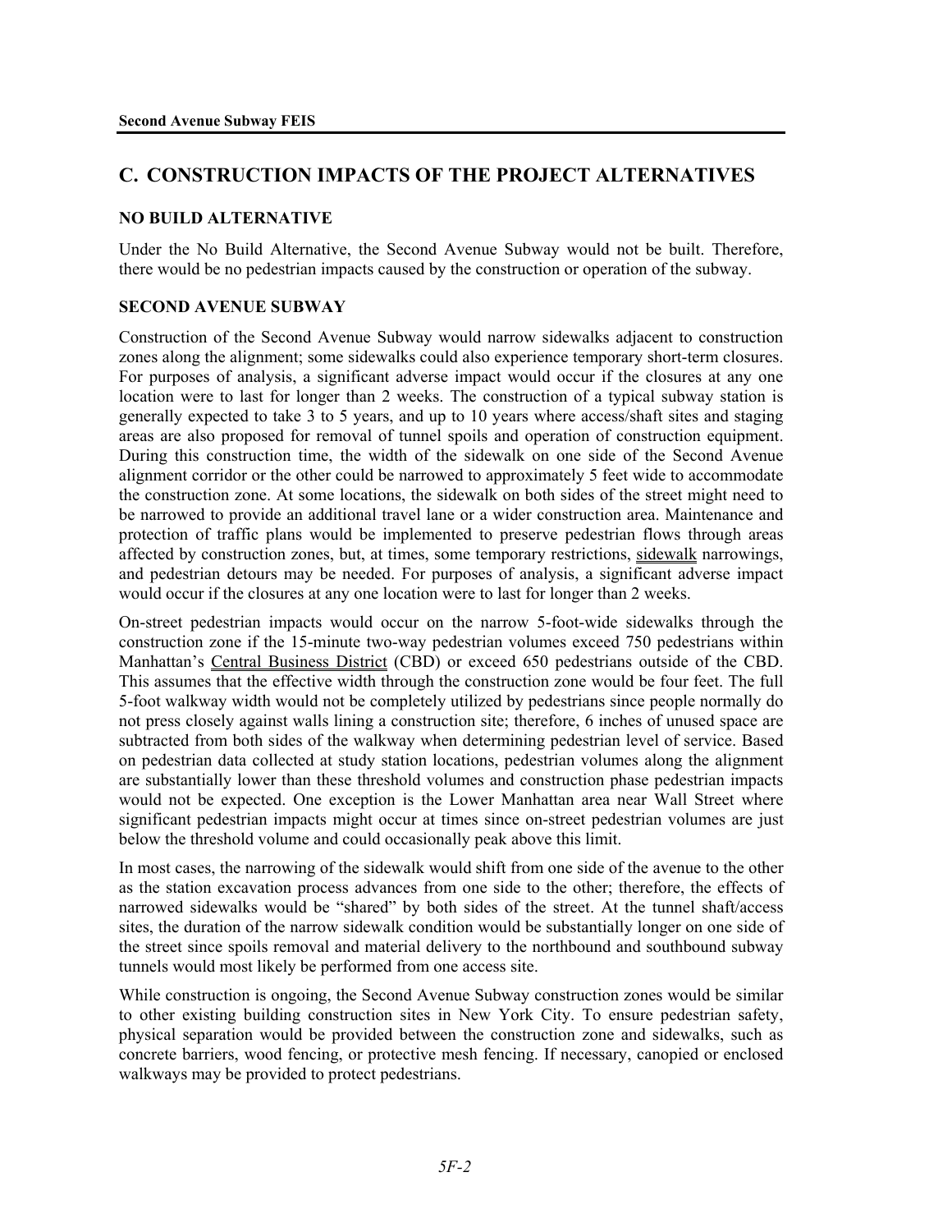## C. CONSTRUCTION IMPACTS OF THE PROJECT ALTERNATIVES

### NO BUILD ALTERNATIVE

Under the No Build Alternative, the Second Avenue Subway would not be built. Therefore, there would be no pedestrian impacts caused by the construction or operation of the subway.

### SECOND AVENUE SUBWAY

Construction of the Second Avenue Subway would narrow sidewalks adjacent to construction zones along the alignment; some sidewalks could also experience temporary short-term closures. For purposes of analysis, a significant adverse impact would occur if the closures at any one location were to last for longer than 2 weeks. The construction of a typical subway station is generally expected to take 3 to 5 years, and up to 10 years where access/shaft sites and staging areas are also proposed for removal of tunnel spoils and operation of construction equipment. During this construction time, the width of the sidewalk on one side of the Second Avenue alignment corridor or the other could be narrowed to approximately 5 feet wide to accommodate the construction zone. At some locations, the sidewalk on both sides of the street might need to be narrowed to provide an additional travel lane or a wider construction area. Maintenance and protection of traffic plans would be implemented to preserve pedestrian flows through areas affected by construction zones, but, at times, some temporary restrictions, sidewalk narrowings, and pedestrian detours may be needed. For purposes of analysis, a significant adverse impact would occur if the closures at any one location were to last for longer than 2 weeks.

On-street pedestrian impacts would occur on the narrow 5-foot-wide sidewalks through the construction zone if the 15-minute two-way pedestrian volumes exceed 750 pedestrians within Manhattan's Central Business District (CBD) or exceed 650 pedestrians outside of the CBD. This assumes that the effective width through the construction zone would be four feet. The full 5-foot walkway width would not be completely utilized by pedestrians since people normally do not press closely against walls lining a construction site; therefore, 6 inches of unused space are subtracted from both sides of the walkway when determining pedestrian level of service. Based on pedestrian data collected at study station locations, pedestrian volumes along the alignment are substantially lower than these threshold volumes and construction phase pedestrian impacts would not be expected. One exception is the Lower Manhattan area near Wall Street where significant pedestrian impacts might occur at times since on-street pedestrian volumes are just below the threshold volume and could occasionally peak above this limit.

In most cases, the narrowing of the sidewalk would shift from one side of the avenue to the other as the station excavation process advances from one side to the other; therefore, the effects of narrowed sidewalks would be "shared" by both sides of the street. At the tunnel shaft/access sites, the duration of the narrow sidewalk condition would be substantially longer on one side of the street since spoils removal and material delivery to the northbound and southbound subway tunnels would most likely be performed from one access site.

While construction is ongoing, the Second Avenue Subway construction zones would be similar to other existing building construction sites in New York City. To ensure pedestrian safety, physical separation would be provided between the construction zone and sidewalks, such as concrete barriers, wood fencing, or protective mesh fencing. If necessary, canopied or enclosed walkways may be provided to protect pedestrians.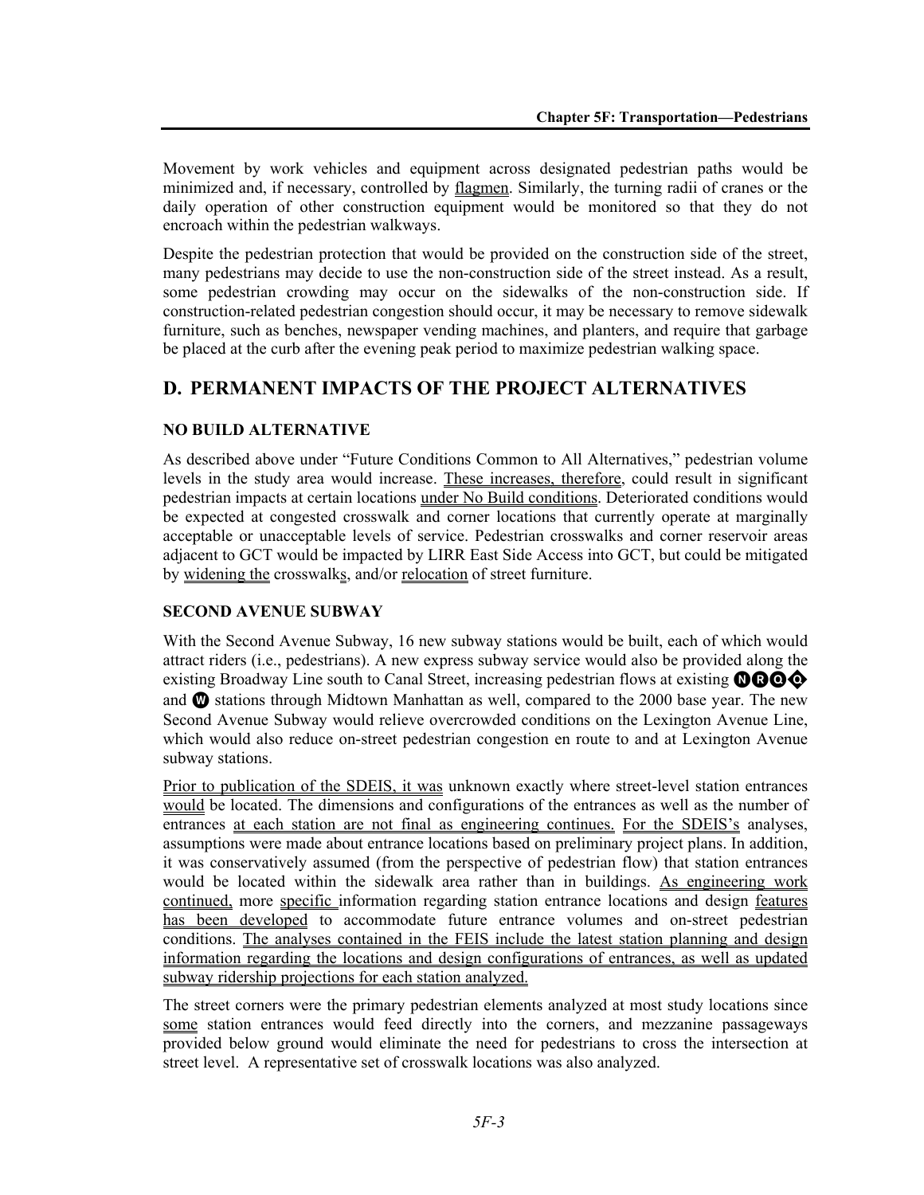Movement by work vehicles and equipment across designated pedestrian paths would be minimized and, if necessary, controlled by flagmen. Similarly, the turning radii of cranes or the daily operation of other construction equipment would be monitored so that they do not encroach within the pedestrian walkways.

Despite the pedestrian protection that would be provided on the construction side of the street, many pedestrians may decide to use the non-construction side of the street instead. As a result, some pedestrian crowding may occur on the sidewalks of the non-construction side. If construction-related pedestrian congestion should occur, it may be necessary to remove sidewalk furniture, such as benches, newspaper vending machines, and planters, and require that garbage be placed at the curb after the evening peak period to maximize pedestrian walking space.

## D. PERMANENT IMPACTS OF THE PROJECT ALTERNATIVES

### NO BUILD ALTERNATIVE

As described above under "Future Conditions Common to All Alternatives," pedestrian volume levels in the study area would increase. These increases, therefore, could result in significant pedestrian impacts at certain locations under No Build conditions. Deteriorated conditions would be expected at congested crosswalk and corner locations that currently operate at marginally acceptable or unacceptable levels of service. Pedestrian crosswalks and corner reservoir areas adjacent to GCT would be impacted by LIRR East Side Access into GCT, but could be mitigated by widening the crosswalks, and/or relocation of street furniture.

### SECOND AVENUE SUBWAY

With the Second Avenue Subway, 16 new subway stations would be built, each of which would attract riders (i.e., pedestrians). A new express subway service would also be provided along the existing Broadway Line south to Canal Street, increasing pedestrian flows at existing N R Q ◇Q and W stations through Midtown Manhattan as well, compared to the 2000 base year. The new Second Avenue Subway would relieve overcrowded conditions on the Lexington Avenue Line, which would also reduce on-street pedestrian congestion en route to and at Lexington Avenue subway stations.

Prior to publication of the SDEIS, it was unknown exactly where street-level station entrances would be located. The dimensions and configurations of the entrances as well as the number of entrances at each station are not final as engineering continues. For the SDEIS's analyses, assumptions were made about entrance locations based on preliminary project plans. In addition, it was conservatively assumed (from the perspective of pedestrian flow) that station entrances would be located within the sidewalk area rather than in buildings. As engineering work continued, more specific information regarding station entrance locations and design features has been developed to accommodate future entrance volumes and on-street pedestrian conditions. The analyses contained in the FEIS include the latest station planning and design information regarding the locations and design configurations of entrances, as well as updated subway ridership projections for each station analyzed.

The street corners were the primary pedestrian elements analyzed at most study locations since some station entrances would feed directly into the corners, and mezzanine passageways provided below ground would eliminate the need for pedestrians to cross the intersection at street level. A representative set of crosswalk locations was also analyzed.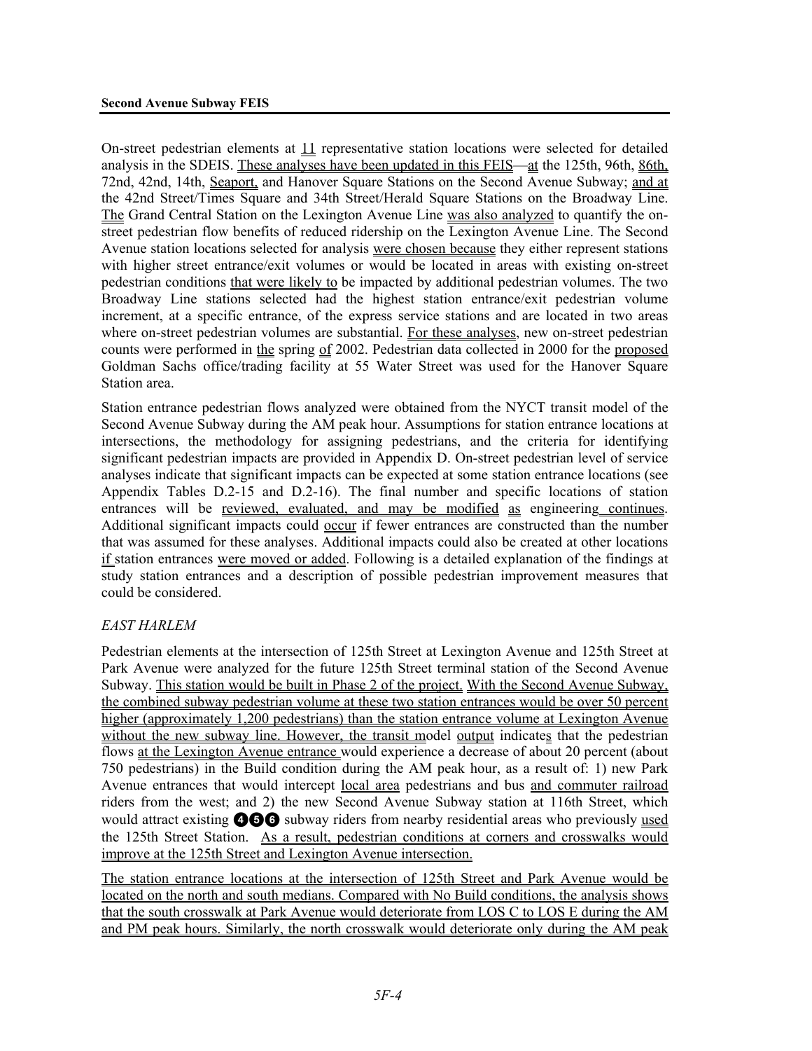On-street pedestrian elements at 11 representative station locations were selected for detailed analysis in the SDEIS. These analyses have been updated in this FEIS—at the 125th, 96th, 86th, 72nd, 42nd, 14th, Seaport, and Hanover Square Stations on the Second Avenue Subway; and at the 42nd Street/Times Square and 34th Street/Herald Square Stations on the Broadway Line. The Grand Central Station on the Lexington Avenue Line was also analyzed to quantify the on-street pedestrian flow benefits of reduced ridership on the Lexington Avenue Line. The Second Avenue station locations selected for analysis were chosen because they either represent stations with higher street entrance/exit volumes or would be located in areas with existing on-street pedestrian conditions that were likely to be impacted by additional pedestrian volumes. The two Broadway Line stations selected had the highest station entrance/exit pedestrian volume increment, at a specific entrance, of the express service stations and are located in two areas where on-street pedestrian volumes are substantial. For these analyses, new on-street pedestrian counts were performed in the spring of 2002. Pedestrian data collected in 2000 for the proposed Goldman Sachs office/trading facility at 55 Water Street was used for the Hanover Square Station area.

Station entrance pedestrian flows analyzed were obtained from the NYCT transit model of the Second Avenue Subway during the AM peak hour. Assumptions for station entrance locations at intersections, the methodology for assigning pedestrians, and the criteria for identifying significant pedestrian impacts are provided in Appendix D. On-street pedestrian level of service analyses indicate that significant impacts can be expected at some station entrance locations (see Appendix Tables D.2-15 and D.2-16). The final number and specific locations of station entrances will be reviewed, evaluated, and may be modified as engineering continues. Additional significant impacts could occur if fewer entrances are constructed than the number that was assumed for these analyses. Additional impacts could also be created at other locations if station entrances were moved or added. Following is a detailed explanation of the findings at study station entrances and a description of possible pedestrian improvement measures that could be considered.

*EAST HARLEM*

Pedestrian elements at the intersection of 125th Street at Lexington Avenue and 125th Street at Park Avenue were analyzed for the future 125th Street terminal station of the Second Avenue Subway. This station would be built in Phase 2 of the project. With the Second Avenue Subway, the combined subway pedestrian volume at these two station entrances would be over 50 percent higher (approximately 1,200 pedestrians) than the station entrance volume at Lexington Avenue without the new subway line. However, the transit model output indicates that the pedestrian flows at the Lexington Avenue entrance would experience a decrease of about 20 percent (about 750 pedestrians) in the Build condition during the AM peak hour, as a result of: 1) new Park Avenue entrances that would intercept local area pedestrians and bus and commuter railroad riders from the west; and 2) the new Second Avenue Subway station at 116th Street, which would attract existing ❹❺❻ subway riders from nearby residential areas who previously used the 125th Street Station. As a result, pedestrian conditions at corners and crosswalks would improve at the 125th Street and Lexington Avenue intersection.

The station entrance locations at the intersection of 125th Street and Park Avenue would be located on the north and south medians. Compared with No Build conditions, the analysis shows that the south crosswalk at Park Avenue would deteriorate from LOS C to LOS E during the AM and PM peak hours. Similarly, the north crosswalk would deteriorate only during the AM peak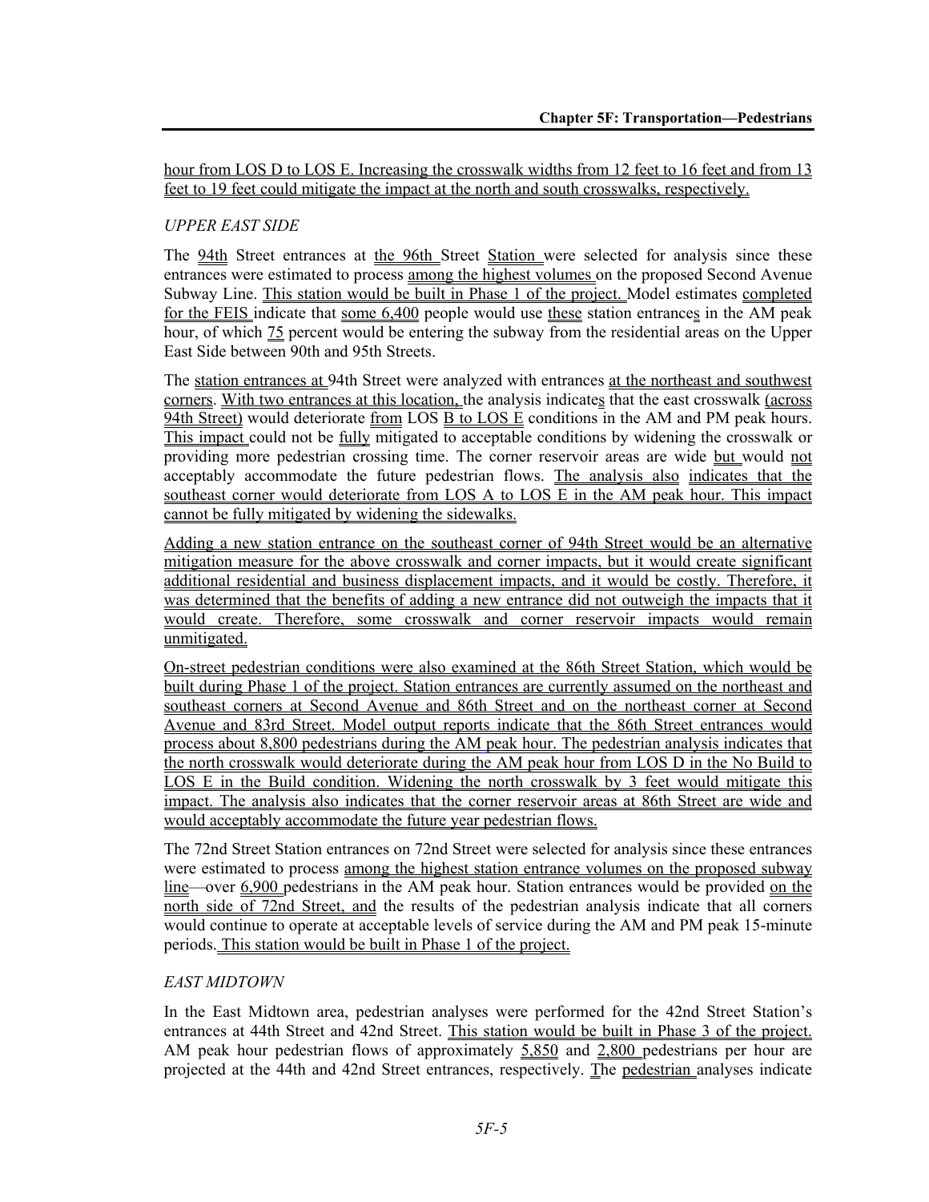hour from LOS D to LOS E. Increasing the crosswalk widths from 12 feet to 16 feet and from 13 feet to 19 feet could mitigate the impact at the north and south crosswalks, respectively.

### *UPPER EAST SIDE*

The 94th Street entrances at the 96th Street Station were selected for analysis since these entrances were estimated to process among the highest volumes on the proposed Second Avenue Subway Line. This station would be built in Phase 1 of the project. Model estimates completed for the FEIS indicate that some 6,400 people would use these station entrances in the AM peak hour, of which 75 percent would be entering the subway from the residential areas on the Upper East Side between 90th and 95th Streets.

The station entrances at 94th Street were analyzed with entrances at the northeast and southwest corners. With two entrances at this location, the analysis indicates that the east crosswalk (across 94th Street) would deteriorate from LOS B to LOS E conditions in the AM and PM peak hours. This impact could not be fully mitigated to acceptable conditions by widening the crosswalk or providing more pedestrian crossing time. The corner reservoir areas are wide but would not acceptably accommodate the future pedestrian flows. The analysis also indicates that the southeast corner would deteriorate from LOS A to LOS E in the AM peak hour. This impact cannot be fully mitigated by widening the sidewalks.

Adding a new station entrance on the southeast corner of 94th Street would be an alternative mitigation measure for the above crosswalk and corner impacts, but it would create significant additional residential and business displacement impacts, and it would be costly. Therefore, it was determined that the benefits of adding a new entrance did not outweigh the impacts that it would create. Therefore, some crosswalk and corner reservoir impacts would remain unmitigated.

On-street pedestrian conditions were also examined at the 86th Street Station, which would be built during Phase 1 of the project. Station entrances are currently assumed on the northeast and southeast corners at Second Avenue and 86th Street and on the northeast corner at Second Avenue and 83rd Street. Model output reports indicate that the 86th Street entrances would process about 8,800 pedestrians during the AM peak hour. The pedestrian analysis indicates that the north crosswalk would deteriorate during the AM peak hour from LOS D in the No Build to LOS E in the Build condition. Widening the north crosswalk by 3 feet would mitigate this impact. The analysis also indicates that the corner reservoir areas at 86th Street are wide and would acceptably accommodate the future year pedestrian flows.

The 72nd Street Station entrances on 72nd Street were selected for analysis since these entrances were estimated to process among the highest station entrance volumes on the proposed subway line—over 6,900 pedestrians in the AM peak hour. Station entrances would be provided on the north side of 72nd Street, and the results of the pedestrian analysis indicate that all corners would continue to operate at acceptable levels of service during the AM and PM peak 15-minute periods. This station would be built in Phase 1 of the project.

### *EAST MIDTOWN*

In the East Midtown area, pedestrian analyses were performed for the 42nd Street Station's entrances at 44th Street and 42nd Street. This station would be built in Phase 3 of the project. AM peak hour pedestrian flows of approximately 5,850 and 2,800 pedestrians per hour are projected at the 44th and 42nd Street entrances, respectively. The pedestrian analyses indicate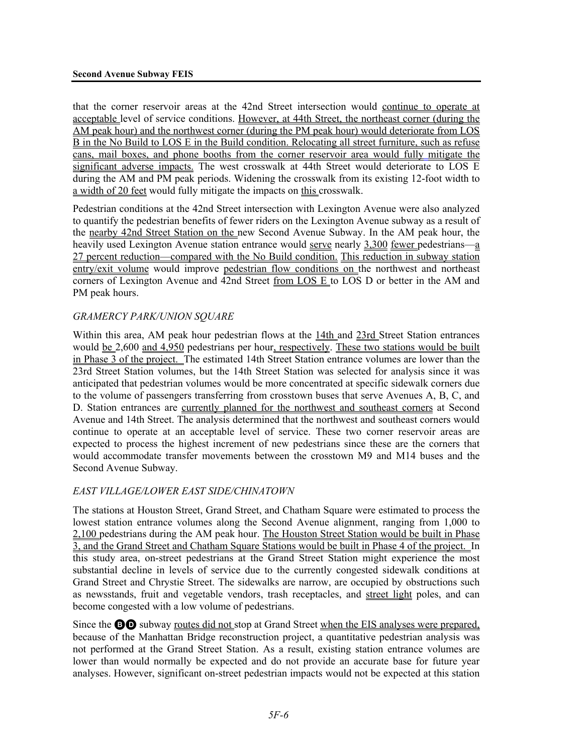that the corner reservoir areas at the 42nd Street intersection would continue to operate at acceptable level of service conditions. However, at 44th Street, the northeast corner (during the AM peak hour) and the northwest corner (during the PM peak hour) would deteriorate from LOS B in the No Build to LOS E in the Build condition. Relocating all street furniture, such as refuse cans, mail boxes, and phone booths from the corner reservoir area would fully mitigate the significant adverse impacts. The west crosswalk at 44th Street would deteriorate to LOS E during the AM and PM peak periods. Widening the crosswalk from its existing 12-foot width to a width of 20 feet would fully mitigate the impacts on this crosswalk.

Pedestrian conditions at the 42nd Street intersection with Lexington Avenue were also analyzed to quantify the pedestrian benefits of fewer riders on the Lexington Avenue subway as a result of the nearby 42nd Street Station on the new Second Avenue Subway. In the AM peak hour, the heavily used Lexington Avenue station entrance would serve nearly 3,300 fewer pedestrians—a 27 percent reduction—compared with the No Build condition. This reduction in subway station entry/exit volume would improve pedestrian flow conditions on the northwest and northeast corners of Lexington Avenue and 42nd Street from LOS E to LOS D or better in the AM and PM peak hours.

*GRAMERCY PARK/UNION SQUARE*

Within this area, AM peak hour pedestrian flows at the 14th and 23rd Street Station entrances would be 2,600 and 4,950 pedestrians per hour, respectively. These two stations would be built in Phase 3 of the project. The estimated 14th Street Station entrance volumes are lower than the 23rd Street Station volumes, but the 14th Street Station was selected for analysis since it was anticipated that pedestrian volumes would be more concentrated at specific sidewalk corners due to the volume of passengers transferring from crosstown buses that serve Avenues A, B, C, and D. Station entrances are currently planned for the northwest and southeast corners at Second Avenue and 14th Street. The analysis determined that the northwest and southeast corners would continue to operate at an acceptable level of service. These two corner reservoir areas are expected to process the highest increment of new pedestrians since these are the corners that would accommodate transfer movements between the crosstown M9 and M14 buses and the Second Avenue Subway.

*EAST VILLAGE/LOWER EAST SIDE/CHINATOWN*

The stations at Houston Street, Grand Street, and Chatham Square were estimated to process the lowest station entrance volumes along the Second Avenue alignment, ranging from 1,000 to 2,100 pedestrians during the AM peak hour. The Houston Street Station would be built in Phase 3, and the Grand Street and Chatham Square Stations would be built in Phase 4 of the project. In this study area, on-street pedestrians at the Grand Street Station might experience the most substantial decline in levels of service due to the currently congested sidewalk conditions at Grand Street and Chrystie Street. The sidewalks are narrow, are occupied by obstructions such as newsstands, fruit and vegetable vendors, trash receptacles, and street light poles, and can become congested with a low volume of pedestrians.

Since the B D subway routes did not stop at Grand Street when the EIS analyses were prepared, because of the Manhattan Bridge reconstruction project, a quantitative pedestrian analysis was not performed at the Grand Street Station. As a result, existing station entrance volumes are lower than would normally be expected and do not provide an accurate base for future year analyses. However, significant on-street pedestrian impacts would not be expected at this station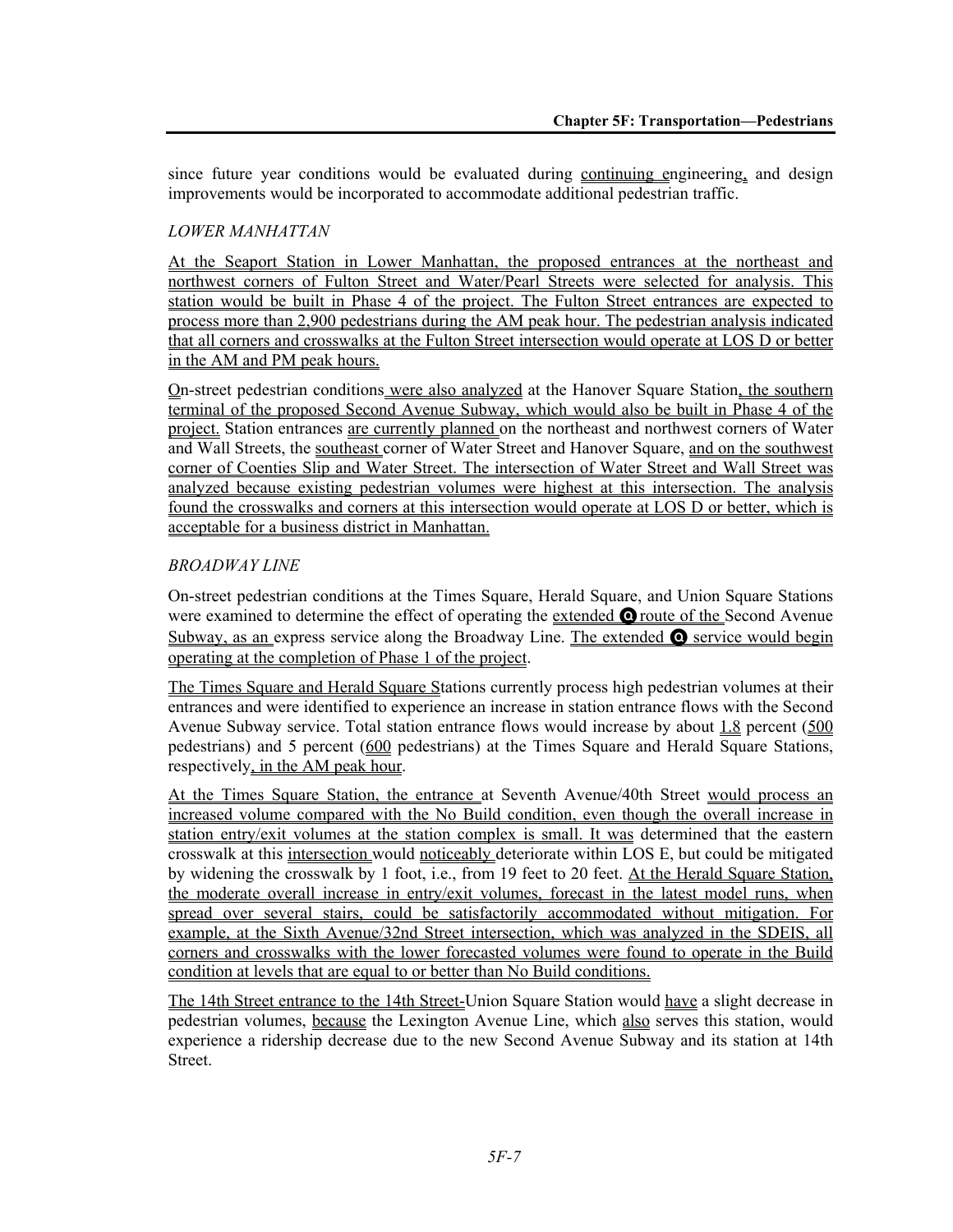since future year conditions would be evaluated during continuing engineering, and design improvements would be incorporated to accommodate additional pedestrian traffic.

*LOWER MANHATTAN*

At the Seaport Station in Lower Manhattan, the proposed entrances at the northeast and northwest corners of Fulton Street and Water/Pearl Streets were selected for analysis. This station would be built in Phase 4 of the project. The Fulton Street entrances are expected to process more than 2,900 pedestrians during the AM peak hour. The pedestrian analysis indicated that all corners and crosswalks at the Fulton Street intersection would operate at LOS D or better in the AM and PM peak hours.

On-street pedestrian conditions were also analyzed at the Hanover Square Station, the southern terminal of the proposed Second Avenue Subway, which would also be built in Phase 4 of the project. Station entrances are currently planned on the northeast and northwest corners of Water and Wall Streets, the southeast corner of Water Street and Hanover Square, and on the southwest corner of Coenties Slip and Water Street. The intersection of Water Street and Wall Street was analyzed because existing pedestrian volumes were highest at this intersection. The analysis found the crosswalks and corners at this intersection would operate at LOS D or better, which is acceptable for a business district in Manhattan.

*BROADWAY LINE*

On-street pedestrian conditions at the Times Square, Herald Square, and Union Square Stations were examined to determine the effect of operating the extended Q route of the Second Avenue Subway, as an express service along the Broadway Line. The extended Q service would begin operating at the completion of Phase 1 of the project.

The Times Square and Herald Square Stations currently process high pedestrian volumes at their entrances and were identified to experience an increase in station entrance flows with the Second Avenue Subway service. Total station entrance flows would increase by about 1.8 percent (500 pedestrians) and 5 percent (600 pedestrians) at the Times Square and Herald Square Stations, respectively, in the AM peak hour.

At the Times Square Station, the entrance at Seventh Avenue/40th Street would process an increased volume compared with the No Build condition, even though the overall increase in station entry/exit volumes at the station complex is small. It was determined that the eastern crosswalk at this intersection would noticeably deteriorate within LOS E, but could be mitigated by widening the crosswalk by 1 foot, i.e., from 19 feet to 20 feet. At the Herald Square Station, the moderate overall increase in entry/exit volumes, forecast in the latest model runs, when spread over several stairs, could be satisfactorily accommodated without mitigation. For example, at the Sixth Avenue/32nd Street intersection, which was analyzed in the SDEIS, all corners and crosswalks with the lower forecasted volumes were found to operate in the Build condition at levels that are equal to or better than No Build conditions.

The 14th Street entrance to the 14th Street-Union Square Station would have a slight decrease in pedestrian volumes, because the Lexington Avenue Line, which also serves this station, would experience a ridership decrease due to the new Second Avenue Subway and its station at 14th Street.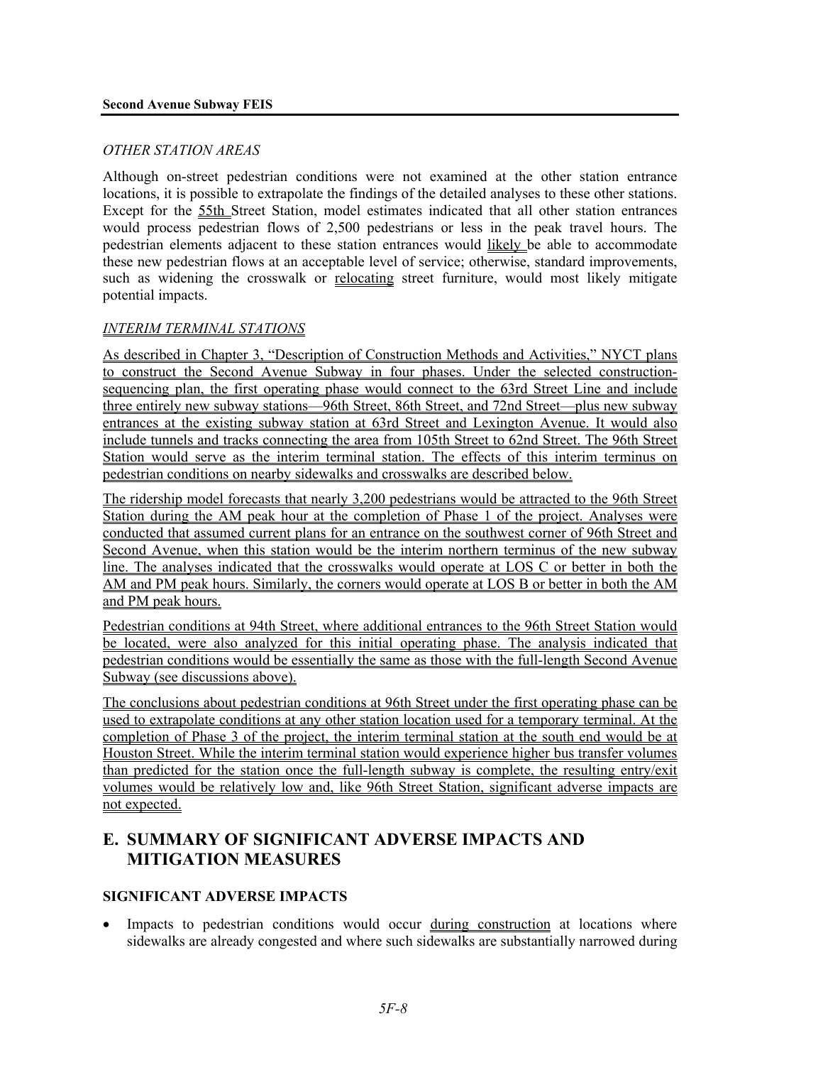*OTHER STATION AREAS*

Although on-street pedestrian conditions were not examined at the other station entrance locations, it is possible to extrapolate the findings of the detailed analyses to these other stations. Except for the 55th Street Station, model estimates indicated that all other station entrances would process pedestrian flows of 2,500 pedestrians or less in the peak travel hours. The pedestrian elements adjacent to these station entrances would likely be able to accommodate these new pedestrian flows at an acceptable level of service; otherwise, standard improvements, such as widening the crosswalk or relocating street furniture, would most likely mitigate potential impacts.

*INTERIM TERMINAL STATIONS*

As described in Chapter 3, "Description of Construction Methods and Activities," NYCT plans to construct the Second Avenue Subway in four phases. Under the selected construction-sequencing plan, the first operating phase would connect to the 63rd Street Line and include three entirely new subway stations—96th Street, 86th Street, and 72nd Street—plus new subway entrances at the existing subway station at 63rd Street and Lexington Avenue. It would also include tunnels and tracks connecting the area from 105th Street to 62nd Street. The 96th Street Station would serve as the interim terminal station. The effects of this interim terminus on pedestrian conditions on nearby sidewalks and crosswalks are described below.

The ridership model forecasts that nearly 3,200 pedestrians would be attracted to the 96th Street Station during the AM peak hour at the completion of Phase 1 of the project. Analyses were conducted that assumed current plans for an entrance on the southwest corner of 96th Street and Second Avenue, when this station would be the interim northern terminus of the new subway line. The analyses indicated that the crosswalks would operate at LOS C or better in both the AM and PM peak hours. Similarly, the corners would operate at LOS B or better in both the AM and PM peak hours.

Pedestrian conditions at 94th Street, where additional entrances to the 96th Street Station would be located, were also analyzed for this initial operating phase. The analysis indicated that pedestrian conditions would be essentially the same as those with the full-length Second Avenue Subway (see discussions above).

The conclusions about pedestrian conditions at 96th Street under the first operating phase can be used to extrapolate conditions at any other station location used for a temporary terminal. At the completion of Phase 3 of the project, the interim terminal station at the south end would be at Houston Street. While the interim terminal station would experience higher bus transfer volumes than predicted for the station once the full-length subway is complete, the resulting entry/exit volumes would be relatively low and, like 96th Street Station, significant adverse impacts are not expected.

## E. SUMMARY OF SIGNIFICANT ADVERSE IMPACTS AND MITIGATION MEASURES

### SIGNIFICANT ADVERSE IMPACTS

- Impacts to pedestrian conditions would occur during construction at locations where sidewalks are already congested and where such sidewalks are substantially narrowed during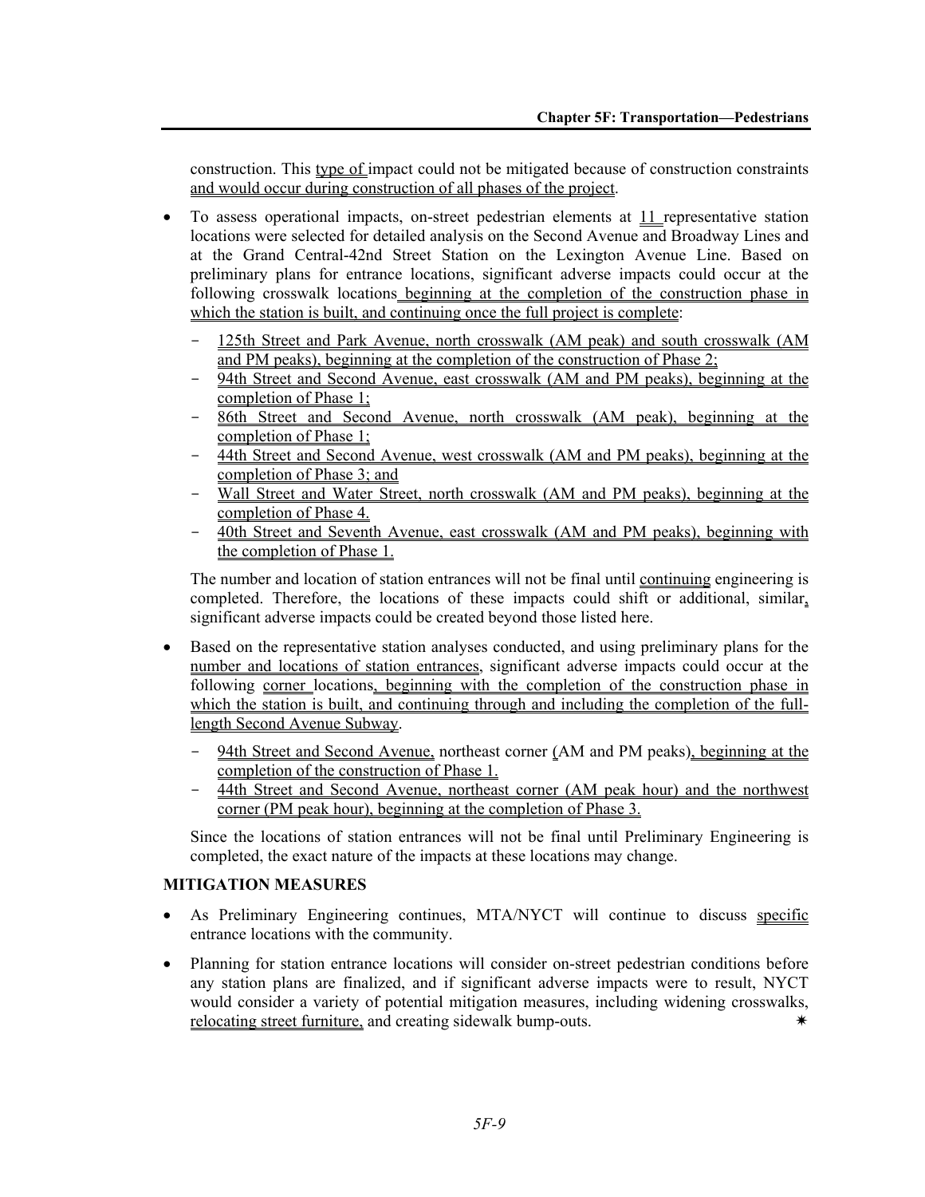construction. This type of impact could not be mitigated because of construction constraints and would occur during construction of all phases of the project.

- To assess operational impacts, on-street pedestrian elements at 11 representative station locations were selected for detailed analysis on the Second Avenue and Broadway Lines and at the Grand Central-42nd Street Station on the Lexington Avenue Line. Based on preliminary plans for entrance locations, significant adverse impacts could occur at the following crosswalk locations beginning at the completion of the construction phase in which the station is built, and continuing once the full project is complete:
  - 125th Street and Park Avenue, north crosswalk (AM peak) and south crosswalk (AM and PM peaks), beginning at the completion of the construction of Phase 2;
  - 94th Street and Second Avenue, east crosswalk (AM and PM peaks), beginning at the completion of Phase 1;
  - 86th Street and Second Avenue, north crosswalk (AM peak), beginning at the completion of Phase 1;
  - 44th Street and Second Avenue, west crosswalk (AM and PM peaks), beginning at the completion of Phase 3; and
  - Wall Street and Water Street, north crosswalk (AM and PM peaks), beginning at the completion of Phase 4.
  - 40th Street and Seventh Avenue, east crosswalk (AM and PM peaks), beginning with the completion of Phase 1.

  The number and location of station entrances will not be final until continuing engineering is completed. Therefore, the locations of these impacts could shift or additional, similar, significant adverse impacts could be created beyond those listed here.

- Based on the representative station analyses conducted, and using preliminary plans for the number and locations of station entrances, significant adverse impacts could occur at the following corner locations, beginning with the completion of the construction phase in which the station is built, and continuing through and including the completion of the full-length Second Avenue Subway.
  - 94th Street and Second Avenue, northeast corner (AM and PM peaks), beginning at the completion of the construction of Phase 1.
  - 44th Street and Second Avenue, northeast corner (AM peak hour) and the northwest corner (PM peak hour), beginning at the completion of Phase 3.

  Since the locations of station entrances will not be final until Preliminary Engineering is completed, the exact nature of the impacts at these locations may change.

### MITIGATION MEASURES

- As Preliminary Engineering continues, MTA/NYCT will continue to discuss specific entrance locations with the community.
- Planning for station entrance locations will consider on-street pedestrian conditions before any station plans are finalized, and if significant adverse impacts were to result, NYCT would consider a variety of potential mitigation measures, including widening crosswalks, relocating street furniture, and creating sidewalk bump-outs. *